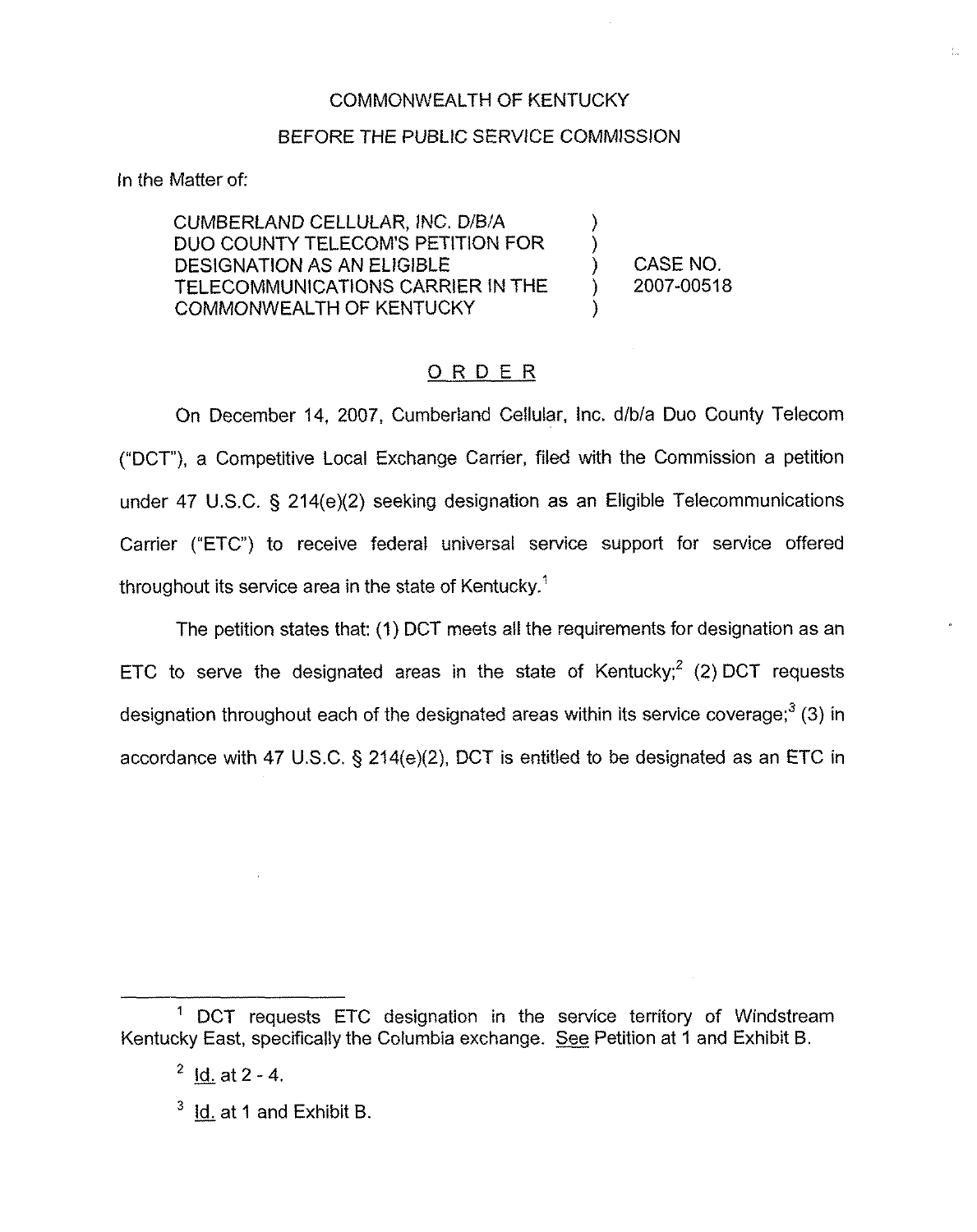COMMONWEALTH OF KENTUCKY

BEFORE THE PUBLIC SERVICE COMMISSION

In the Matter of:

CUMBERLAND CELLULAR, INC. D/B/A DUO COUNTY TELECOM'S PETITION FOR DESIGNATION AS AN ELIGIBLE TELECOMMUNICATIONS CARRIER IN THE COMMONWEALTH OF KENTUCKY ) CASE NO. 2007-00518

## ORDER

On December 14, 2007, Cumberland Cellular, Inc. d/b/a Duo County Telecom ("DCT"), a Competitive Local Exchange Carrier, filed with the Commission a petition under 47 U.S.C. § 214(e)(2) seeking designation as an Eligible Telecommunications Carrier ("ETC") to receive federal universal service support for service offered throughout its service area in the state of Kentucky.[1]

The petition states that: (1) DCT meets all the requirements for designation as an ETC to serve the designated areas in the state of Kentucky;[2] (2) DCT requests designation throughout each of the designated areas within its service coverage;[3] (3) in accordance with 47 U.S.C. § 214(e)(2), DCT is entitled to be designated as an ETC in

---

[1] DCT requests ETC designation in the service territory of Windstream Kentucky East, specifically the Columbia exchange. See Petition at 1 and Exhibit B.

[2] Id. at 2 - 4.

[3] Id. at 1 and Exhibit B.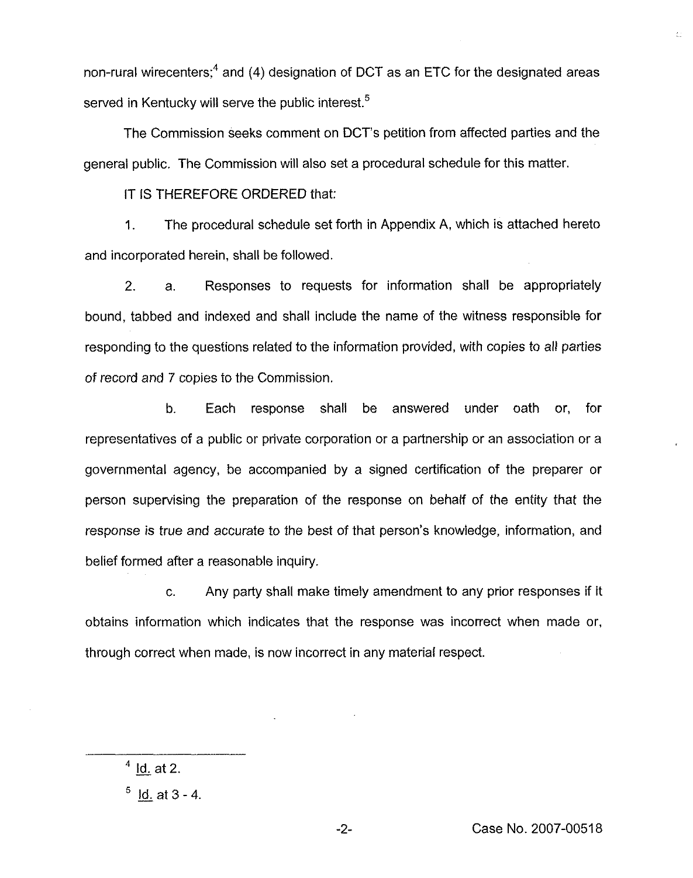non-rural wirecenters;[4] and (4) designation of DCT as an ETC for the designated areas served in Kentucky will serve the public interest.[5]

The Commission seeks comment on DCT's petition from affected parties and the general public. The Commission will also set a procedural schedule for this matter.

IT IS THEREFORE ORDERED that:

1. The procedural schedule set forth in Appendix A, which is attached hereto and incorporated herein, shall be followed.

2. a. Responses to requests for information shall be appropriately bound, tabbed and indexed and shall include the name of the witness responsible for responding to the questions related to the information provided, with copies to all parties of record and 7 copies to the Commission.

b. Each response shall be answered under oath or, for representatives of a public or private corporation or a partnership or an association or a governmental agency, be accompanied by a signed certification of the preparer or person supervising the preparation of the response on behalf of the entity that the response is true and accurate to the best of that person's knowledge, information, and belief formed after a reasonable inquiry.

c. Any party shall make timely amendment to any prior responses if it obtains information which indicates that the response was incorrect when made or, through correct when made, is now incorrect in any material respect.

---

[4] Id. at 2.

[5] Id. at 3 - 4.

Case No. 2007-00518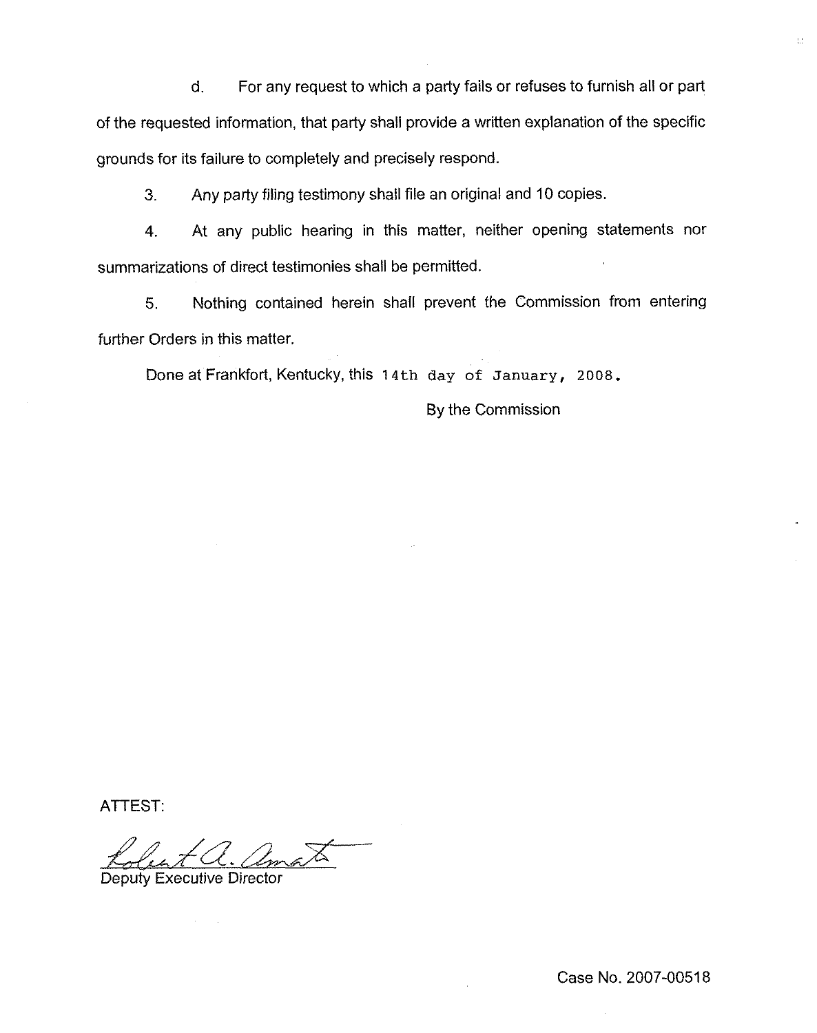d. For any request to which a party fails or refuses to furnish all or part of the requested information, that party shall provide a written explanation of the specific grounds for its failure to completely and precisely respond.

3. Any party filing testimony shall file an original and 10 copies.

4. At any public hearing in this matter, neither opening statements nor summarizations of direct testimonies shall be permitted.

5. Nothing contained herein shall prevent the Commission from entering further Orders in this matter.

Done at Frankfort, Kentucky, this 14th day of January, 2008.

By the Commission

ATTEST:

Deputy Executive Director

Case No. 2007-00518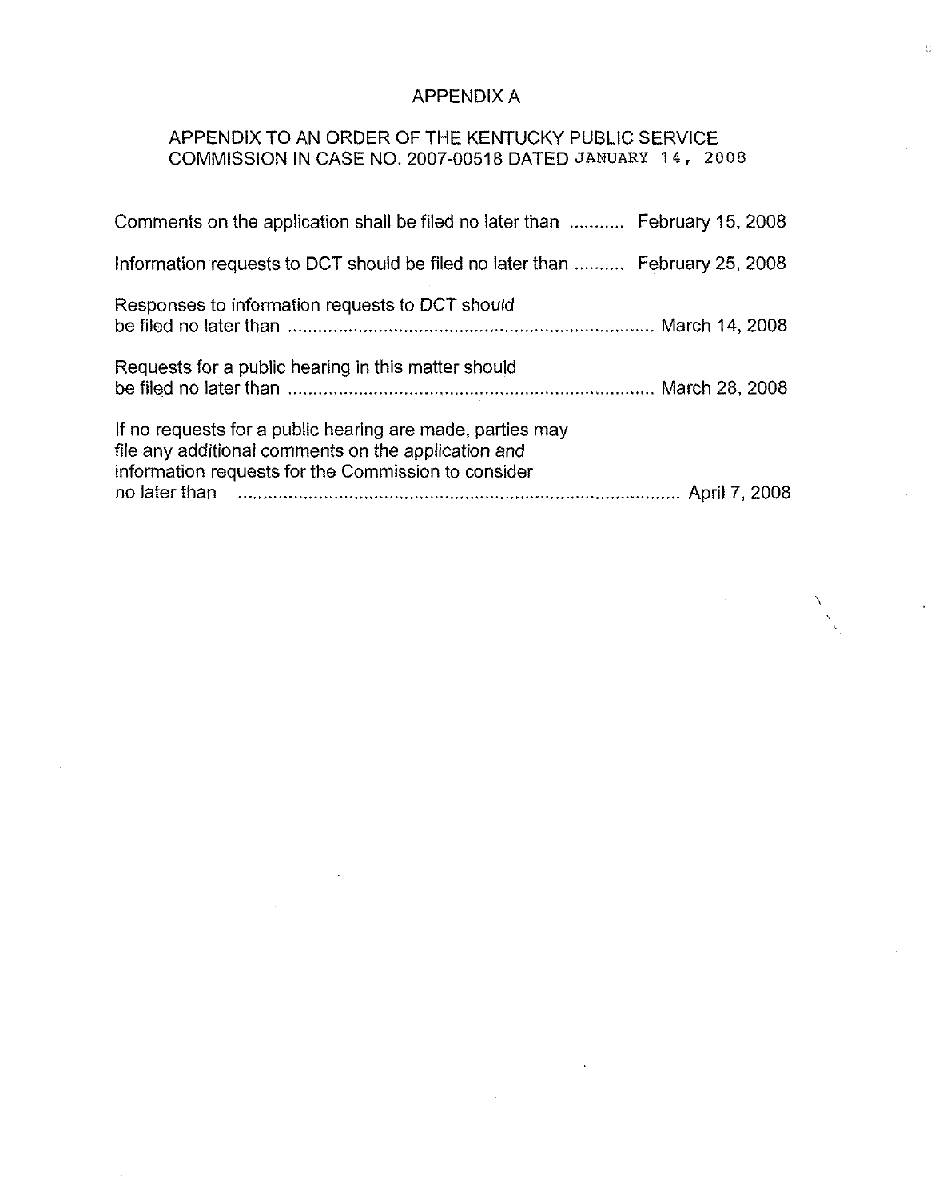# APPENDIX A

## APPENDIX TO AN ORDER OF THE KENTUCKY PUBLIC SERVICE COMMISSION IN CASE NO. 2007-00518 DATED JANUARY 14, 2008

Comments on the application shall be filed no later than .......... February 15, 2008

Information requests to DCT should be filed no later than .......... February 25, 2008

Responses to information requests to DCT should be filed no later than .......... March 14, 2008

Requests for a public hearing in this matter should be filed no later than .......... March 28, 2008

If no requests for a public hearing are made, parties may file any additional comments on the application and information requests for the Commission to consider no later than .......... April 7, 2008